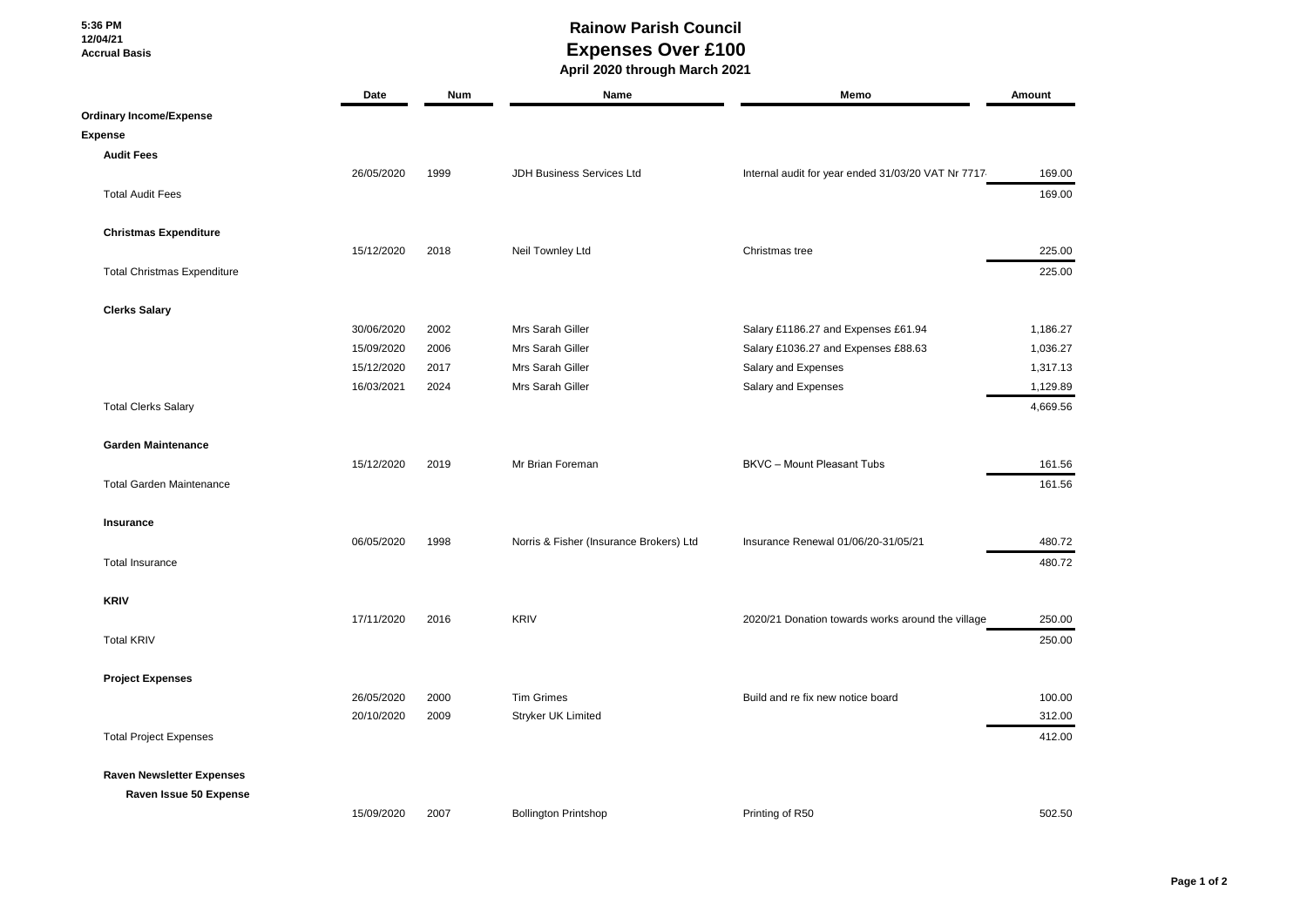5:36 PM
12/04/21
Accrual Basis

# Rainow Parish Council
## Expenses Over £100
### April 2020 through March 2021

| | Date | Num | Name | Memo | Amount |
|---|---|---|---|---|---|
| **Ordinary Income/Expense** | | | | | |
| **Expense** | | | | | |
| **Audit Fees** | | | | | |
| | 26/05/2020 | 1999 | JDH Business Services Ltd | Internal audit for year ended 31/03/20 VAT Nr 7717 | 169.00 |
| Total Audit Fees | | | | | 169.00 |
| **Christmas Expenditure** | | | | | |
| | 15/12/2020 | 2018 | Neil Townley Ltd | Christmas tree | 225.00 |
| Total Christmas Expenditure | | | | | 225.00 |
| **Clerks Salary** | | | | | |
| | 30/06/2020 | 2002 | Mrs Sarah Giller | Salary £1186.27 and Expenses £61.94 | 1,186.27 |
| | 15/09/2020 | 2006 | Mrs Sarah Giller | Salary £1036.27 and Expenses £88.63 | 1,036.27 |
| | 15/12/2020 | 2017 | Mrs Sarah Giller | Salary and Expenses | 1,317.13 |
| | 16/03/2021 | 2024 | Mrs Sarah Giller | Salary and Expenses | 1,129.89 |
| Total Clerks Salary | | | | | 4,669.56 |
| **Garden Maintenance** | | | | | |
| | 15/12/2020 | 2019 | Mr Brian Foreman | BKVC – Mount Pleasant Tubs | 161.56 |
| Total Garden Maintenance | | | | | 161.56 |
| **Insurance** | | | | | |
| | 06/05/2020 | 1998 | Norris & Fisher (Insurance Brokers) Ltd | Insurance Renewal 01/06/20-31/05/21 | 480.72 |
| Total Insurance | | | | | 480.72 |
| **KRIV** | | | | | |
| | 17/11/2020 | 2016 | KRIV | 2020/21 Donation towards works around the village | 250.00 |
| Total KRIV | | | | | 250.00 |
| **Project Expenses** | | | | | |
| | 26/05/2020 | 2000 | Tim Grimes | Build and re fix new notice board | 100.00 |
| | 20/10/2020 | 2009 | Stryker UK Limited | | 312.00 |
| Total Project Expenses | | | | | 412.00 |
| **Raven Newsletter Expenses** | | | | | |
| **Raven Issue 50 Expense** | | | | | |
| | 15/09/2020 | 2007 | Bollington Printshop | Printing of R50 | 502.50 |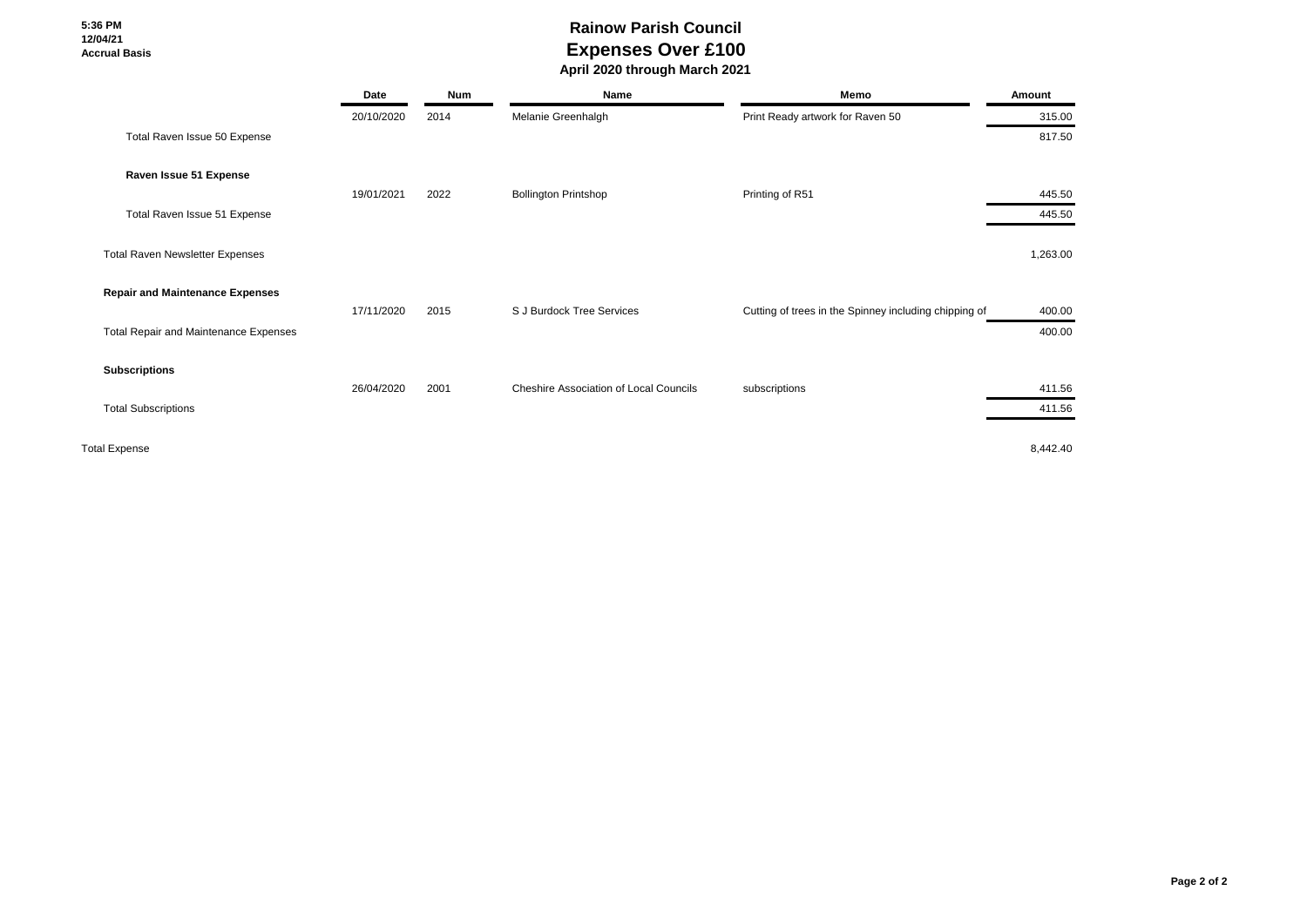# Rainow Parish Council

## Expenses Over £100

### April 2020 through March 2021

5:36 PM
12/04/21
Accrual Basis

| | Date | Num | Name | Memo | Amount |
|---|---|---|---|---|---|
| | 20/10/2020 | 2014 | Melanie Greenhalgh | Print Ready artwork for Raven 50 | 315.00 |
| Total Raven Issue 50 Expense | | | | | 817.50 |
| **Raven Issue 51 Expense** | | | | | |
| | 19/01/2021 | 2022 | Bollington Printshop | Printing of R51 | 445.50 |
| Total Raven Issue 51 Expense | | | | | 445.50 |
| Total Raven Newsletter Expenses | | | | | 1,263.00 |
| **Repair and Maintenance Expenses** | | | | | |
| | 17/11/2020 | 2015 | S J Burdock Tree Services | Cutting of trees in the Spinney including chipping of | 400.00 |
| Total Repair and Maintenance Expenses | | | | | 400.00 |
| **Subscriptions** | | | | | |
| | 26/04/2020 | 2001 | Cheshire Association of Local Councils | subscriptions | 411.56 |
| Total Subscriptions | | | | | 411.56 |
| Total Expense | | | | | 8,442.40 |